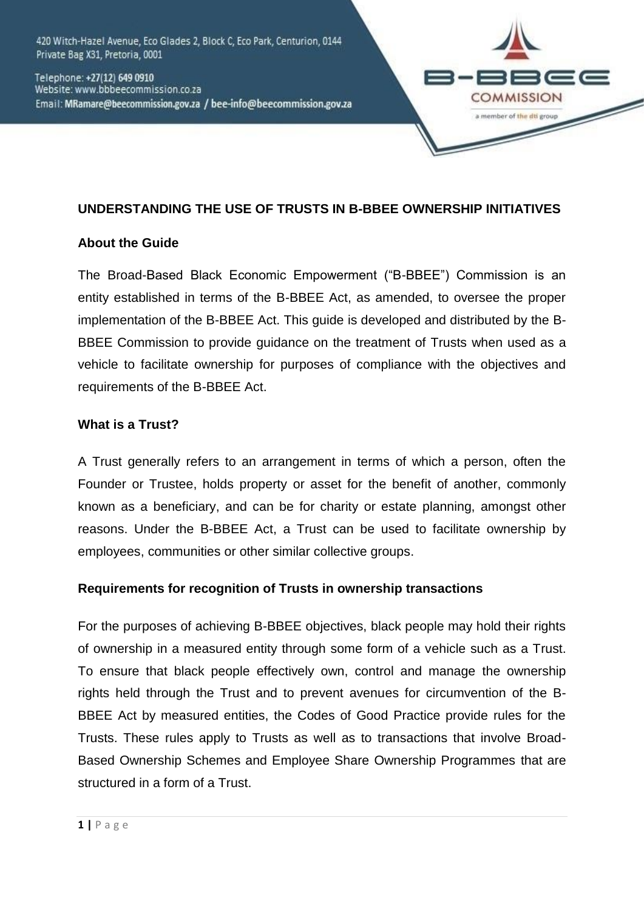420 Witch-Hazel Avenue, Eco Glades 2, Block C, Eco Park, Centurion, 0144
Private Bag X31, Pretoria, 0001

Telephone: +27(12) 649 0910
Website: www.bbbeecommission.co.za
Email: MRamare@beecommission.gov.za / bee-info@beecommission.gov.za

B-BBEE COMMISSION
a member of the dti group

**UNDERSTANDING THE USE OF TRUSTS IN B-BBEE OWNERSHIP INITIATIVES**

**About the Guide**

The Broad-Based Black Economic Empowerment ("B-BBEE") Commission is an entity established in terms of the B-BBEE Act, as amended, to oversee the proper implementation of the B-BBEE Act. This guide is developed and distributed by the B-BBEE Commission to provide guidance on the treatment of Trusts when used as a vehicle to facilitate ownership for purposes of compliance with the objectives and requirements of the B-BBEE Act.

**What is a Trust?**

A Trust generally refers to an arrangement in terms of which a person, often the Founder or Trustee, holds property or asset for the benefit of another, commonly known as a beneficiary, and can be for charity or estate planning, amongst other reasons. Under the B-BBEE Act, a Trust can be used to facilitate ownership by employees, communities or other similar collective groups.

**Requirements for recognition of Trusts in ownership transactions**

For the purposes of achieving B-BBEE objectives, black people may hold their rights of ownership in a measured entity through some form of a vehicle such as a Trust. To ensure that black people effectively own, control and manage the ownership rights held through the Trust and to prevent avenues for circumvention of the B-BBEE Act by measured entities, the Codes of Good Practice provide rules for the Trusts. These rules apply to Trusts as well as to transactions that involve Broad-Based Ownership Schemes and Employee Share Ownership Programmes that are structured in a form of a Trust.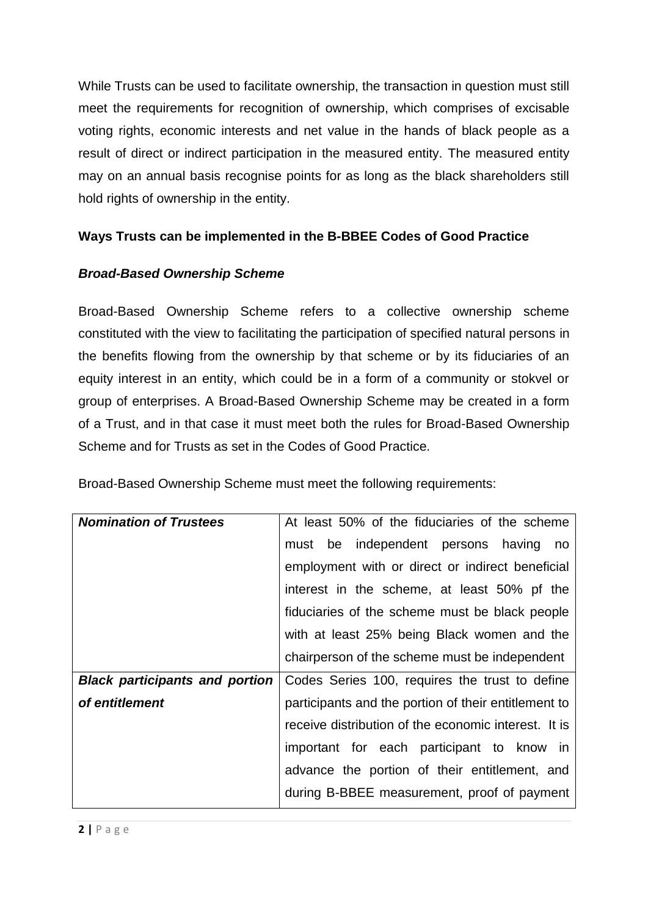While Trusts can be used to facilitate ownership, the transaction in question must still meet the requirements for recognition of ownership, which comprises of excisable voting rights, economic interests and net value in the hands of black people as a result of direct or indirect participation in the measured entity. The measured entity may on an annual basis recognise points for as long as the black shareholders still hold rights of ownership in the entity.

**Ways Trusts can be implemented in the B-BBEE Codes of Good Practice**

***Broad-Based Ownership Scheme***

Broad-Based Ownership Scheme refers to a collective ownership scheme constituted with the view to facilitating the participation of specified natural persons in the benefits flowing from the ownership by that scheme or by its fiduciaries of an equity interest in an entity, which could be in a form of a community or stokvel or group of enterprises. A Broad-Based Ownership Scheme may be created in a form of a Trust, and in that case it must meet both the rules for Broad-Based Ownership Scheme and for Trusts as set in the Codes of Good Practice.

Broad-Based Ownership Scheme must meet the following requirements:

| | |
|---|---|
| ***Nomination of Trustees*** | At least 50% of the fiduciaries of the scheme must be independent persons having no employment with or direct or indirect beneficial interest in the scheme, at least 50% pf the fiduciaries of the scheme must be black people with at least 25% being Black women and the chairperson of the scheme must be independent |
| ***Black participants and portion of entitlement*** | Codes Series 100, requires the trust to define participants and the portion of their entitlement to receive distribution of the economic interest. It is important for each participant to know in advance the portion of their entitlement, and during B-BBEE measurement, proof of payment |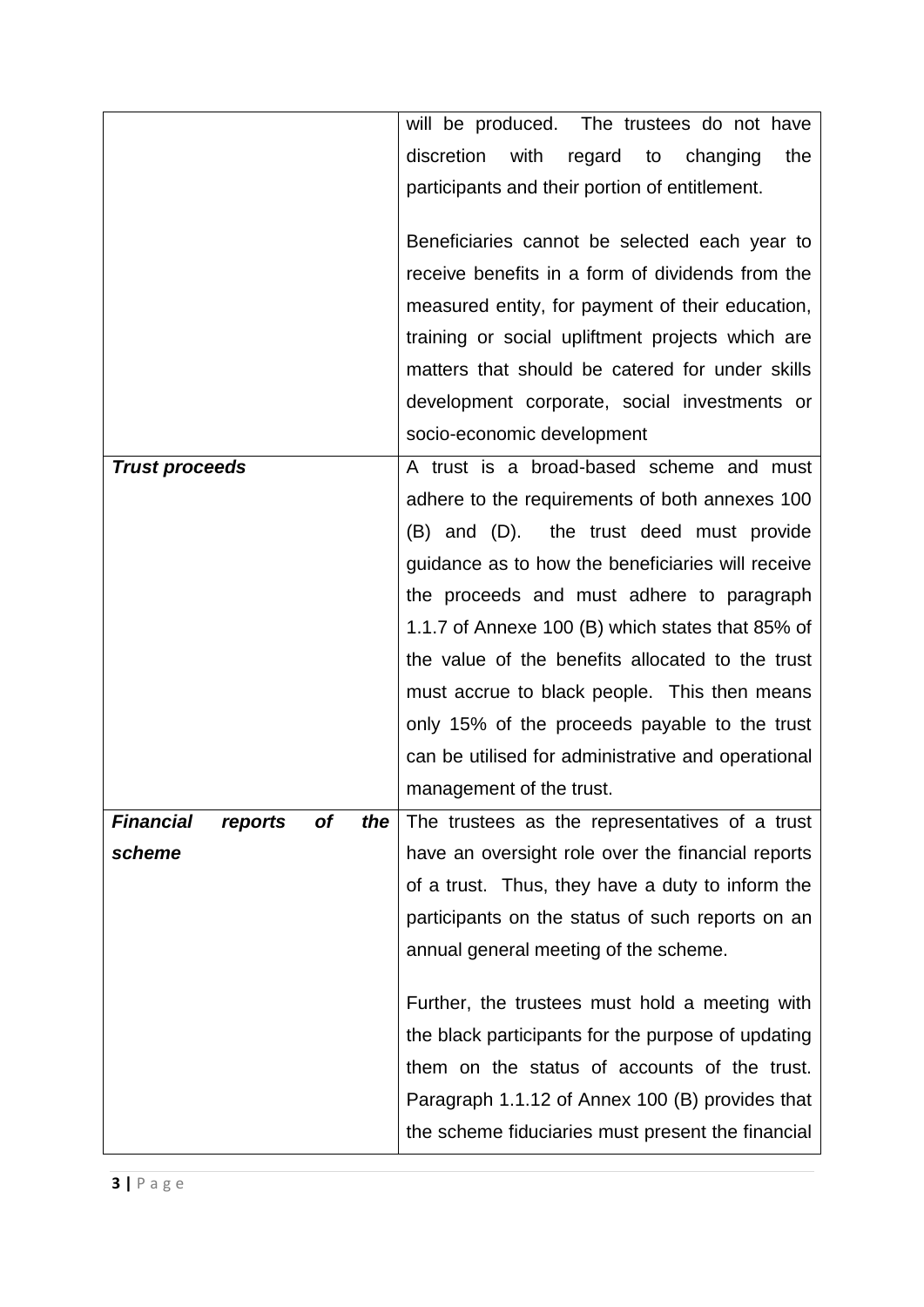| | |
|---|---|
| | will be produced. The trustees do not have discretion with regard to changing the participants and their portion of entitlement.<br><br>Beneficiaries cannot be selected each year to receive benefits in a form of dividends from the measured entity, for payment of their education, training or social upliftment projects which are matters that should be catered for under skills development corporate, social investments or socio-economic development |
| ***Trust proceeds*** | A trust is a broad-based scheme and must adhere to the requirements of both annexes 100 (B) and (D). the trust deed must provide guidance as to how the beneficiaries will receive the proceeds and must adhere to paragraph 1.1.7 of Annexe 100 (B) which states that 85% of the value of the benefits allocated to the trust must accrue to black people. This then means only 15% of the proceeds payable to the trust can be utilised for administrative and operational management of the trust. |
| ***Financial reports of the scheme*** | The trustees as the representatives of a trust have an oversight role over the financial reports of a trust. Thus, they have a duty to inform the participants on the status of such reports on an annual general meeting of the scheme.<br><br>Further, the trustees must hold a meeting with the black participants for the purpose of updating them on the status of accounts of the trust. Paragraph 1.1.12 of Annex 100 (B) provides that the scheme fiduciaries must present the financial |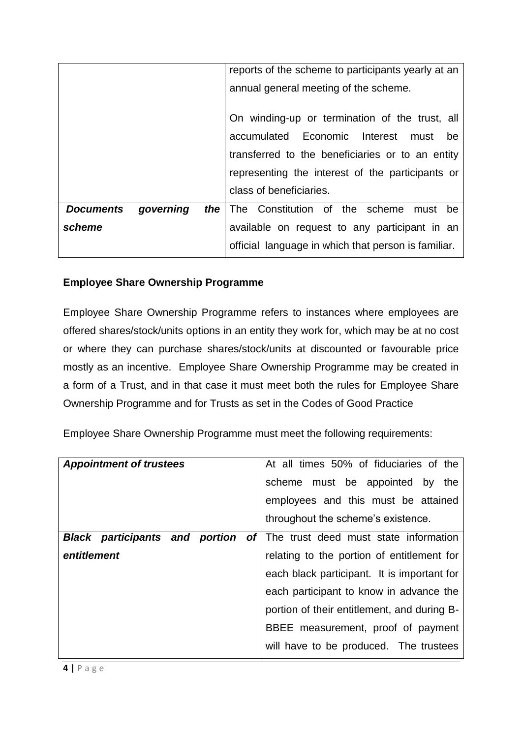| | |
|---|---|
| | reports of the scheme to participants yearly at an annual general meeting of the scheme.<br><br>On winding-up or termination of the trust, all accumulated Economic Interest must be transferred to the beneficiaries or to an entity representing the interest of the participants or class of beneficiaries. |
| ***Documents governing the scheme*** | The Constitution of the scheme must be available on request to any participant in an official language in which that person is familiar. |

**Employee Share Ownership Programme**

Employee Share Ownership Programme refers to instances where employees are offered shares/stock/units options in an entity they work for, which may be at no cost or where they can purchase shares/stock/units at discounted or favourable price mostly as an incentive. Employee Share Ownership Programme may be created in a form of a Trust, and in that case it must meet both the rules for Employee Share Ownership Programme and for Trusts as set in the Codes of Good Practice

Employee Share Ownership Programme must meet the following requirements:

| | |
|---|---|
| ***Appointment of trustees*** | At all times 50% of fiduciaries of the scheme must be appointed by the employees and this must be attained throughout the scheme's existence. |
| ***Black participants and portion of entitlement*** | The trust deed must state information relating to the portion of entitlement for each black participant. It is important for each participant to know in advance the portion of their entitlement, and during B-BBEE measurement, proof of payment will have to be produced. The trustees |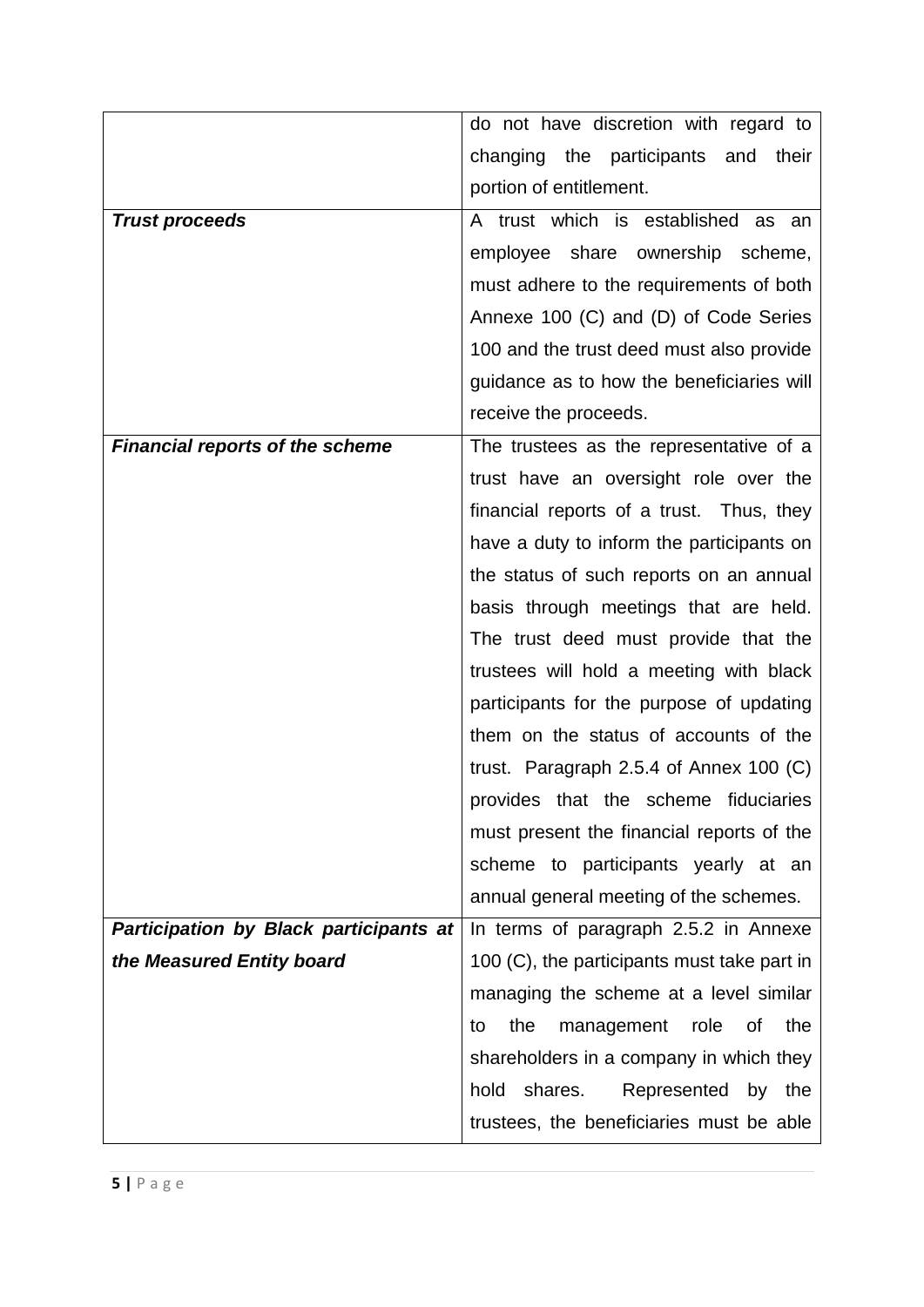| | |
|---|---|
| | do not have discretion with regard to changing the participants and their portion of entitlement. |
| ***Trust proceeds*** | A trust which is established as an employee share ownership scheme, must adhere to the requirements of both Annexe 100 (C) and (D) of Code Series 100 and the trust deed must also provide guidance as to how the beneficiaries will receive the proceeds. |
| ***Financial reports of the scheme*** | The trustees as the representative of a trust have an oversight role over the financial reports of a trust. Thus, they have a duty to inform the participants on the status of such reports on an annual basis through meetings that are held. The trust deed must provide that the trustees will hold a meeting with black participants for the purpose of updating them on the status of accounts of the trust. Paragraph 2.5.4 of Annex 100 (C) provides that the scheme fiduciaries must present the financial reports of the scheme to participants yearly at an annual general meeting of the schemes. |
| ***Participation by Black participants at the Measured Entity board*** | In terms of paragraph 2.5.2 in Annexe 100 (C), the participants must take part in managing the scheme at a level similar to the management role of the shareholders in a company in which they hold shares. Represented by the trustees, the beneficiaries must be able |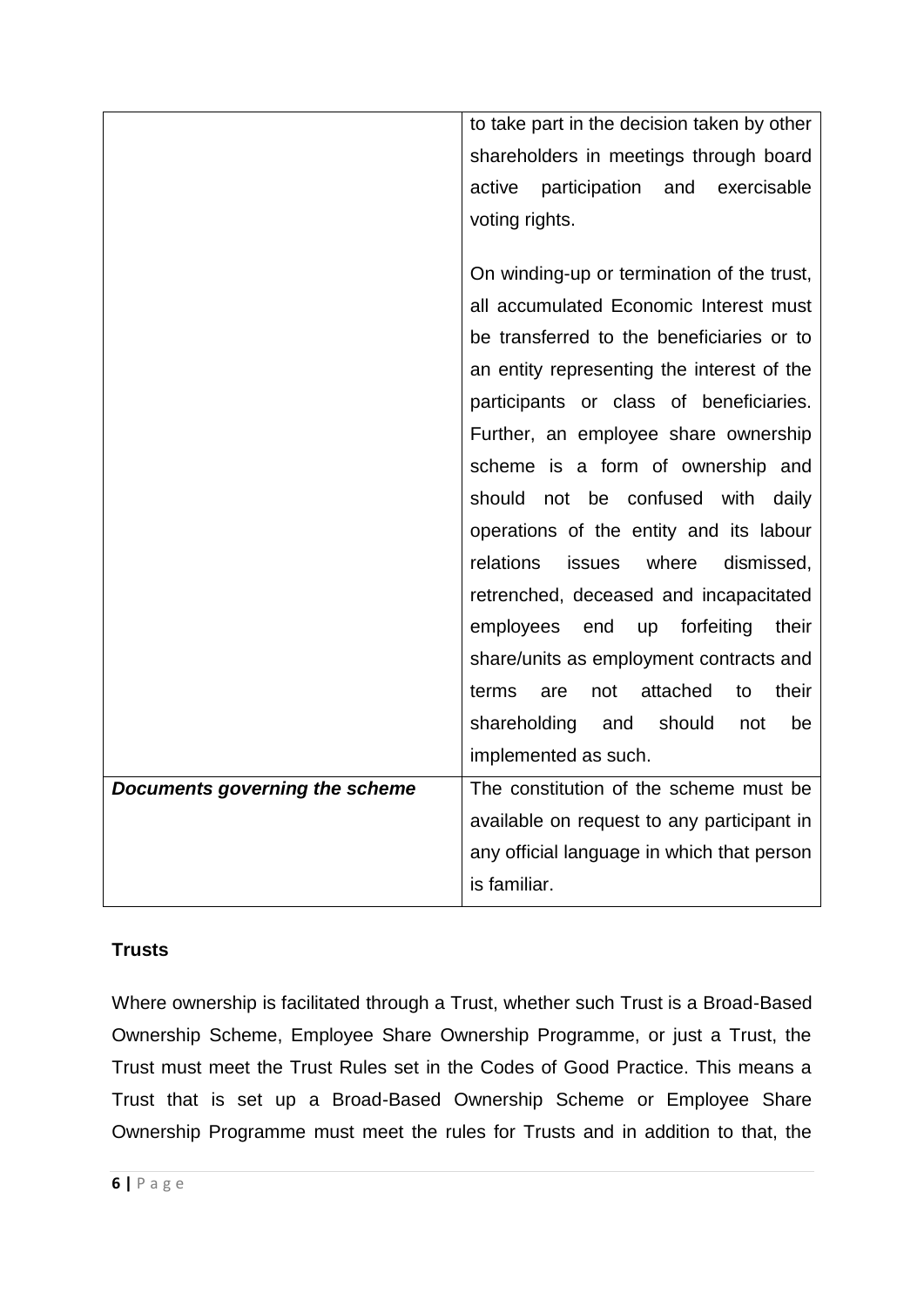| | |
|---|---|
| | to take part in the decision taken by other shareholders in meetings through board active participation and exercisable voting rights.<br><br>On winding-up or termination of the trust, all accumulated Economic Interest must be transferred to the beneficiaries or to an entity representing the interest of the participants or class of beneficiaries. Further, an employee share ownership scheme is a form of ownership and should not be confused with daily operations of the entity and its labour relations issues where dismissed, retrenched, deceased and incapacitated employees end up forfeiting their share/units as employment contracts and terms are not attached to their shareholding and should not be implemented as such. |
| ***Documents governing the scheme*** | The constitution of the scheme must be available on request to any participant in any official language in which that person is familiar. |

**Trusts**

Where ownership is facilitated through a Trust, whether such Trust is a Broad-Based Ownership Scheme, Employee Share Ownership Programme, or just a Trust, the Trust must meet the Trust Rules set in the Codes of Good Practice. This means a Trust that is set up a Broad-Based Ownership Scheme or Employee Share Ownership Programme must meet the rules for Trusts and in addition to that, the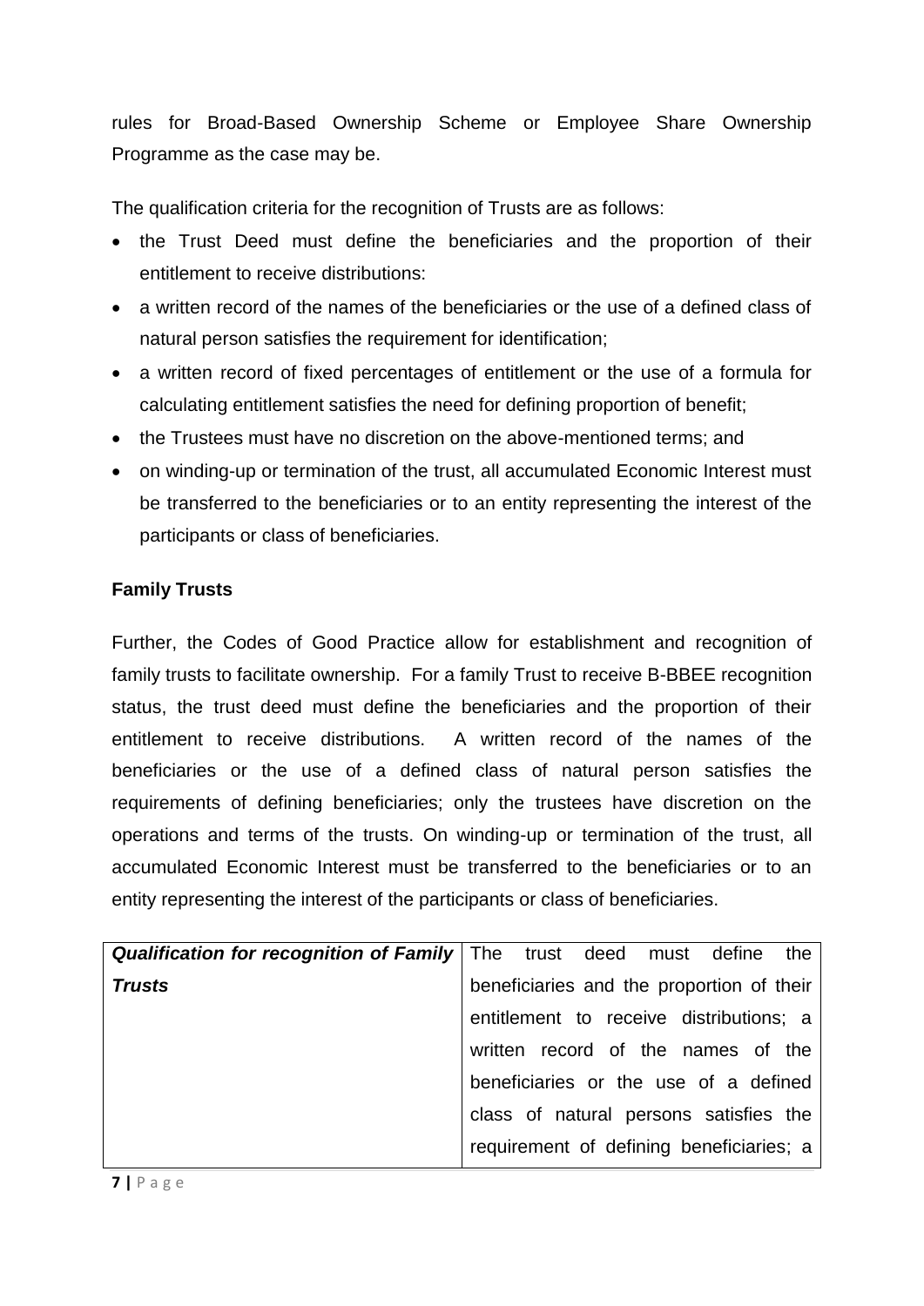rules for Broad-Based Ownership Scheme or Employee Share Ownership Programme as the case may be.

The qualification criteria for the recognition of Trusts are as follows:

- the Trust Deed must define the beneficiaries and the proportion of their entitlement to receive distributions:
- a written record of the names of the beneficiaries or the use of a defined class of natural person satisfies the requirement for identification;
- a written record of fixed percentages of entitlement or the use of a formula for calculating entitlement satisfies the need for defining proportion of benefit;
- the Trustees must have no discretion on the above-mentioned terms; and
- on winding-up or termination of the trust, all accumulated Economic Interest must be transferred to the beneficiaries or to an entity representing the interest of the participants or class of beneficiaries.

**Family Trusts**

Further, the Codes of Good Practice allow for establishment and recognition of family trusts to facilitate ownership. For a family Trust to receive B-BBEE recognition status, the trust deed must define the beneficiaries and the proportion of their entitlement to receive distributions. A written record of the names of the beneficiaries or the use of a defined class of natural person satisfies the requirements of defining beneficiaries; only the trustees have discretion on the operations and terms of the trusts. On winding-up or termination of the trust, all accumulated Economic Interest must be transferred to the beneficiaries or to an entity representing the interest of the participants or class of beneficiaries.

| | |
|---|---|
| ***Qualification for recognition of Family Trusts*** | The trust deed must define the beneficiaries and the proportion of their entitlement to receive distributions; a written record of the names of the beneficiaries or the use of a defined class of natural persons satisfies the requirement of defining beneficiaries; a |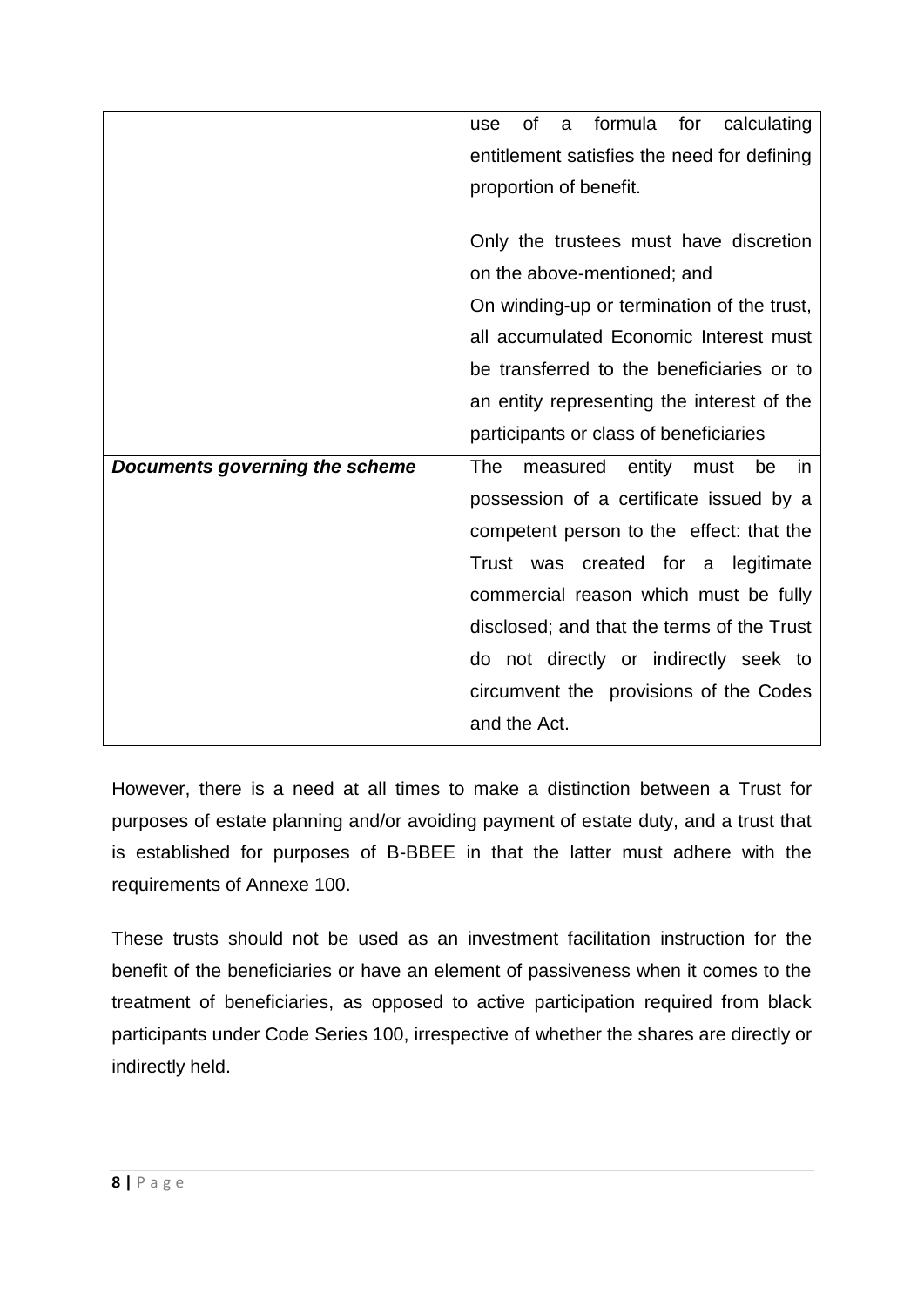| | |
|---|---|
| | use of a formula for calculating entitlement satisfies the need for defining proportion of benefit.<br><br>Only the trustees must have discretion on the above-mentioned; and<br>On winding-up or termination of the trust, all accumulated Economic Interest must be transferred to the beneficiaries or to an entity representing the interest of the participants or class of beneficiaries |
| ***Documents governing the scheme*** | The measured entity must be in possession of a certificate issued by a competent person to the effect: that the Trust was created for a legitimate commercial reason which must be fully disclosed; and that the terms of the Trust do not directly or indirectly seek to circumvent the provisions of the Codes and the Act. |

However, there is a need at all times to make a distinction between a Trust for purposes of estate planning and/or avoiding payment of estate duty, and a trust that is established for purposes of B-BBEE in that the latter must adhere with the requirements of Annexe 100.

These trusts should not be used as an investment facilitation instruction for the benefit of the beneficiaries or have an element of passiveness when it comes to the treatment of beneficiaries, as opposed to active participation required from black participants under Code Series 100, irrespective of whether the shares are directly or indirectly held.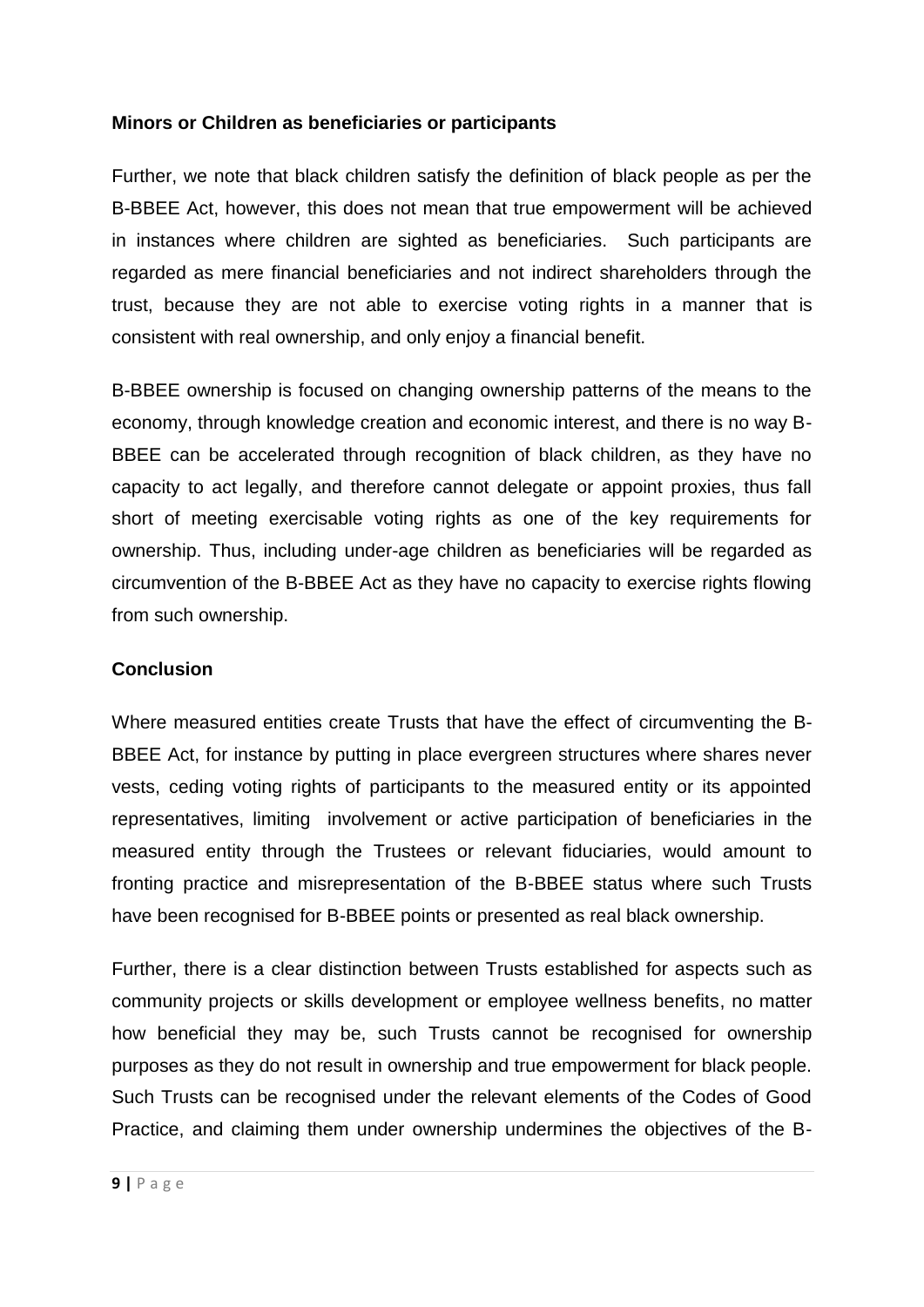**Minors or Children as beneficiaries or participants**

Further, we note that black children satisfy the definition of black people as per the B-BBEE Act, however, this does not mean that true empowerment will be achieved in instances where children are sighted as beneficiaries. Such participants are regarded as mere financial beneficiaries and not indirect shareholders through the trust, because they are not able to exercise voting rights in a manner that is consistent with real ownership, and only enjoy a financial benefit.

B-BBEE ownership is focused on changing ownership patterns of the means to the economy, through knowledge creation and economic interest, and there is no way B-BBEE can be accelerated through recognition of black children, as they have no capacity to act legally, and therefore cannot delegate or appoint proxies, thus fall short of meeting exercisable voting rights as one of the key requirements for ownership. Thus, including under-age children as beneficiaries will be regarded as circumvention of the B-BBEE Act as they have no capacity to exercise rights flowing from such ownership.

**Conclusion**

Where measured entities create Trusts that have the effect of circumventing the B-BBEE Act, for instance by putting in place evergreen structures where shares never vests, ceding voting rights of participants to the measured entity or its appointed representatives, limiting involvement or active participation of beneficiaries in the measured entity through the Trustees or relevant fiduciaries, would amount to fronting practice and misrepresentation of the B-BBEE status where such Trusts have been recognised for B-BBEE points or presented as real black ownership.

Further, there is a clear distinction between Trusts established for aspects such as community projects or skills development or employee wellness benefits, no matter how beneficial they may be, such Trusts cannot be recognised for ownership purposes as they do not result in ownership and true empowerment for black people. Such Trusts can be recognised under the relevant elements of the Codes of Good Practice, and claiming them under ownership undermines the objectives of the B-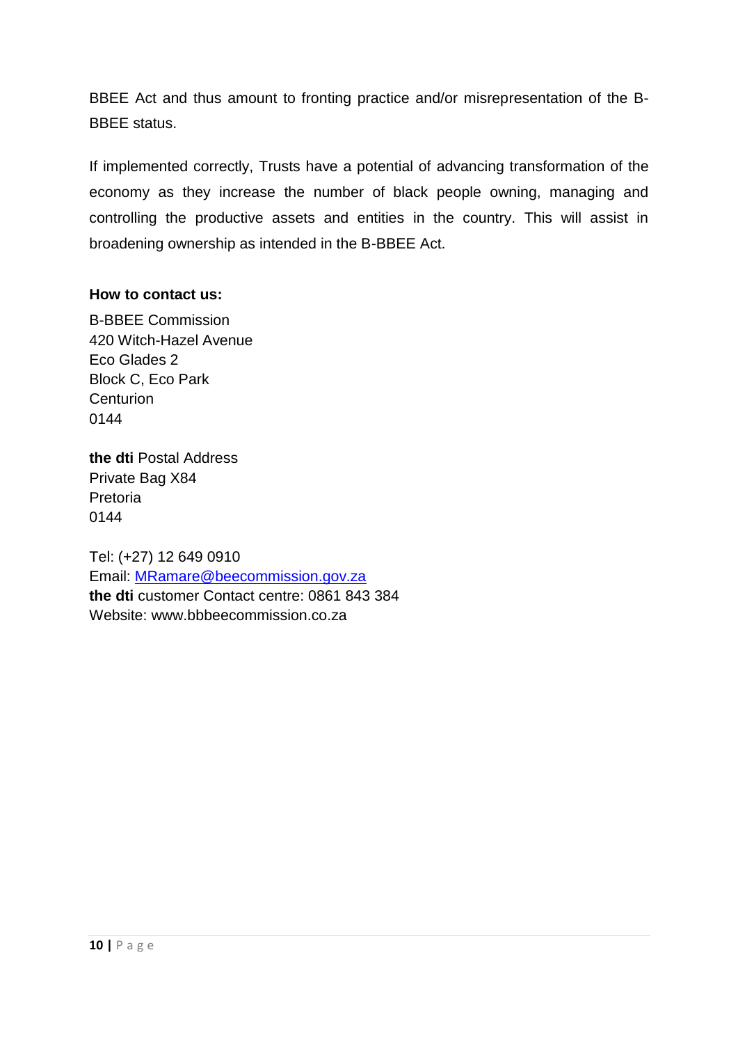BBEE Act and thus amount to fronting practice and/or misrepresentation of the B-BBEE status.

If implemented correctly, Trusts have a potential of advancing transformation of the economy as they increase the number of black people owning, managing and controlling the productive assets and entities in the country. This will assist in broadening ownership as intended in the B-BBEE Act.

**How to contact us:**

B-BBEE Commission
420 Witch-Hazel Avenue
Eco Glades 2
Block C, Eco Park
Centurion
0144

**the dti** Postal Address
Private Bag X84
Pretoria
0144

Tel: (+27) 12 649 0910
Email: MRamare@beecommission.gov.za
**the dti** customer Contact centre: 0861 843 384
Website: www.bbbeecommission.co.za